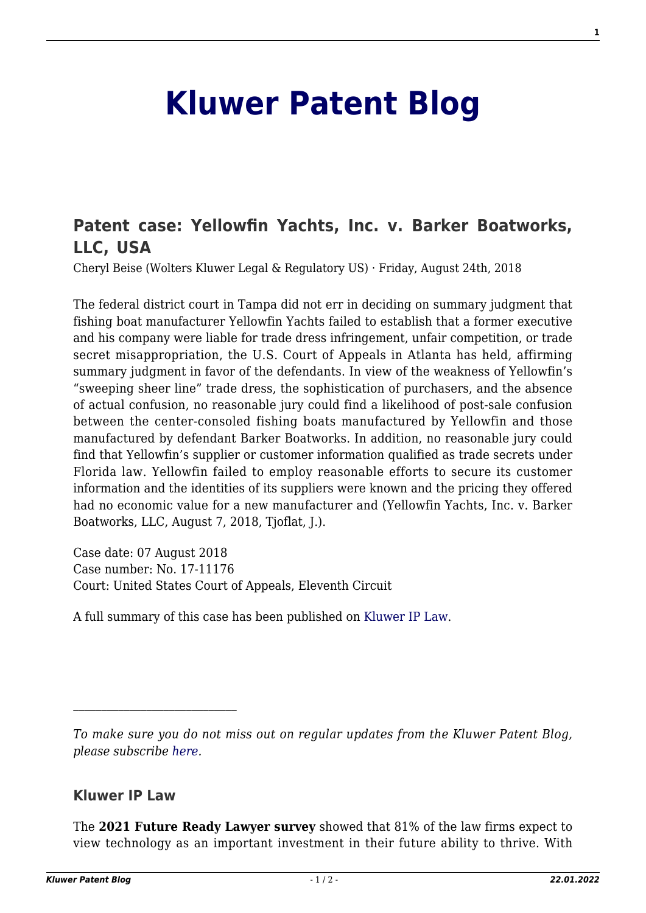# Kluwer Patent Blog

## Patent case: Yellowfin Yachts, Inc. v. Barker Boatworks, LLC, USA

Cheryl Beise (Wolters Kluwer Legal & Regulatory US) · Friday, August 24th, 2018

The federal district court in Tampa did not err in deciding on summary judgment that fishing boat manufacturer Yellowfin Yachts failed to establish that a former executive and his company were liable for trade dress infringement, unfair competition, or trade secret misappropriation, the U.S. Court of Appeals in Atlanta has held, affirming summary judgment in favor of the defendants. In view of the weakness of Yellowfin's "sweeping sheer line" trade dress, the sophistication of purchasers, and the absence of actual confusion, no reasonable jury could find a likelihood of post-sale confusion between the center-consoled fishing boats manufactured by Yellowfin and those manufactured by defendant Barker Boatworks. In addition, no reasonable jury could find that Yellowfin's supplier or customer information qualified as trade secrets under Florida law. Yellowfin failed to employ reasonable efforts to secure its customer information and the identities of its suppliers were known and the pricing they offered had no economic value for a new manufacturer and (Yellowfin Yachts, Inc. v. Barker Boatworks, LLC, August 7, 2018, Tjoflat, J.).

Case date: 07 August 2018
Case number: No. 17-11176
Court: United States Court of Appeals, Eleventh Circuit

A full summary of this case has been published on Kluwer IP Law.

---

*To make sure you do not miss out on regular updates from the Kluwer Patent Blog, please subscribe here.*

### Kluwer IP Law

The **2021 Future Ready Lawyer survey** showed that 81% of the law firms expect to view technology as an important investment in their future ability to thrive. With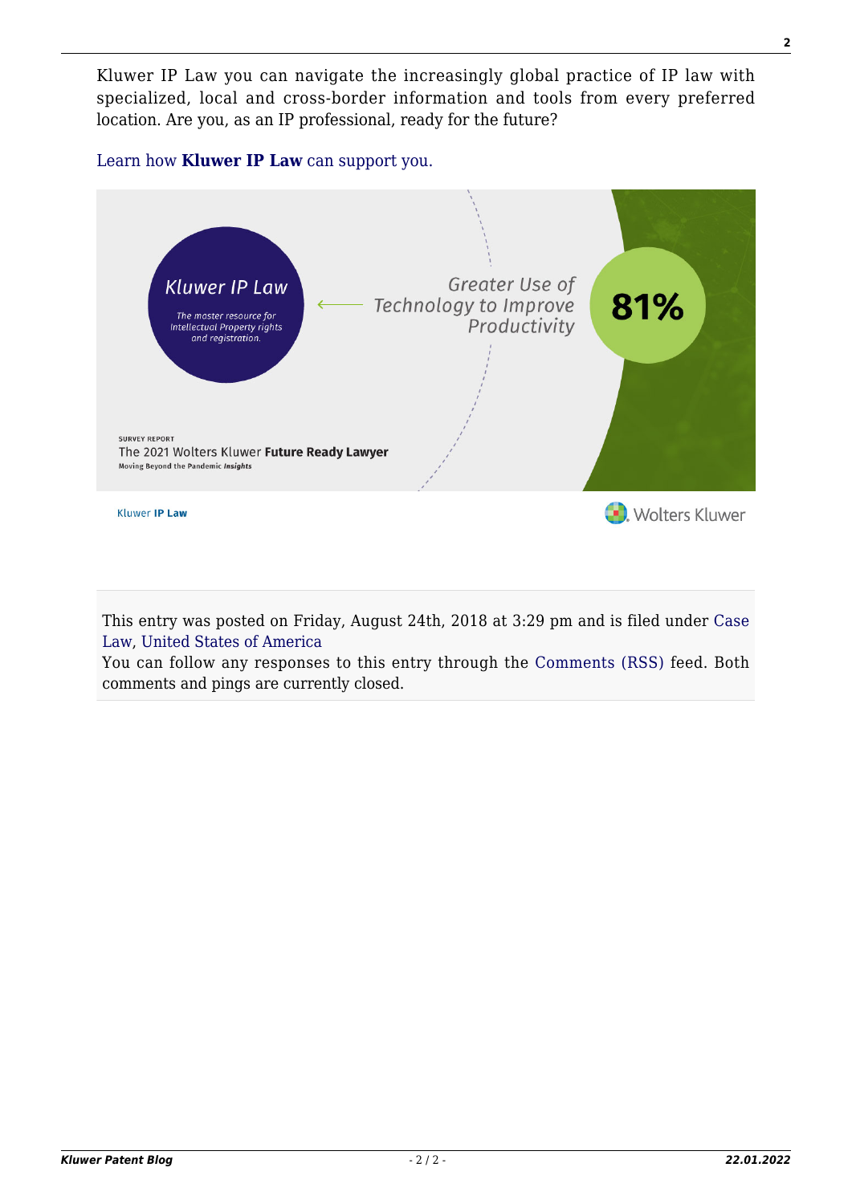Kluwer IP Law you can navigate the increasingly global practice of IP law with specialized, local and cross-border information and tools from every preferred location. Are you, as an IP professional, ready for the future?

Learn how **Kluwer IP Law** can support you.

Kluwer IP Law

The master resource for Intellectual Property rights and registration.

Greater Use of Technology to Improve Productivity

81%

SURVEY REPORT

The 2021 Wolters Kluwer **Future Ready Lawyer**

Moving Beyond the Pandemic *Insights*

Kluwer **IP Law**

Wolters Kluwer

This entry was posted on Friday, August 24th, 2018 at 3:29 pm and is filed under Case Law, United States of America
You can follow any responses to this entry through the Comments (RSS) feed. Both comments and pings are currently closed.